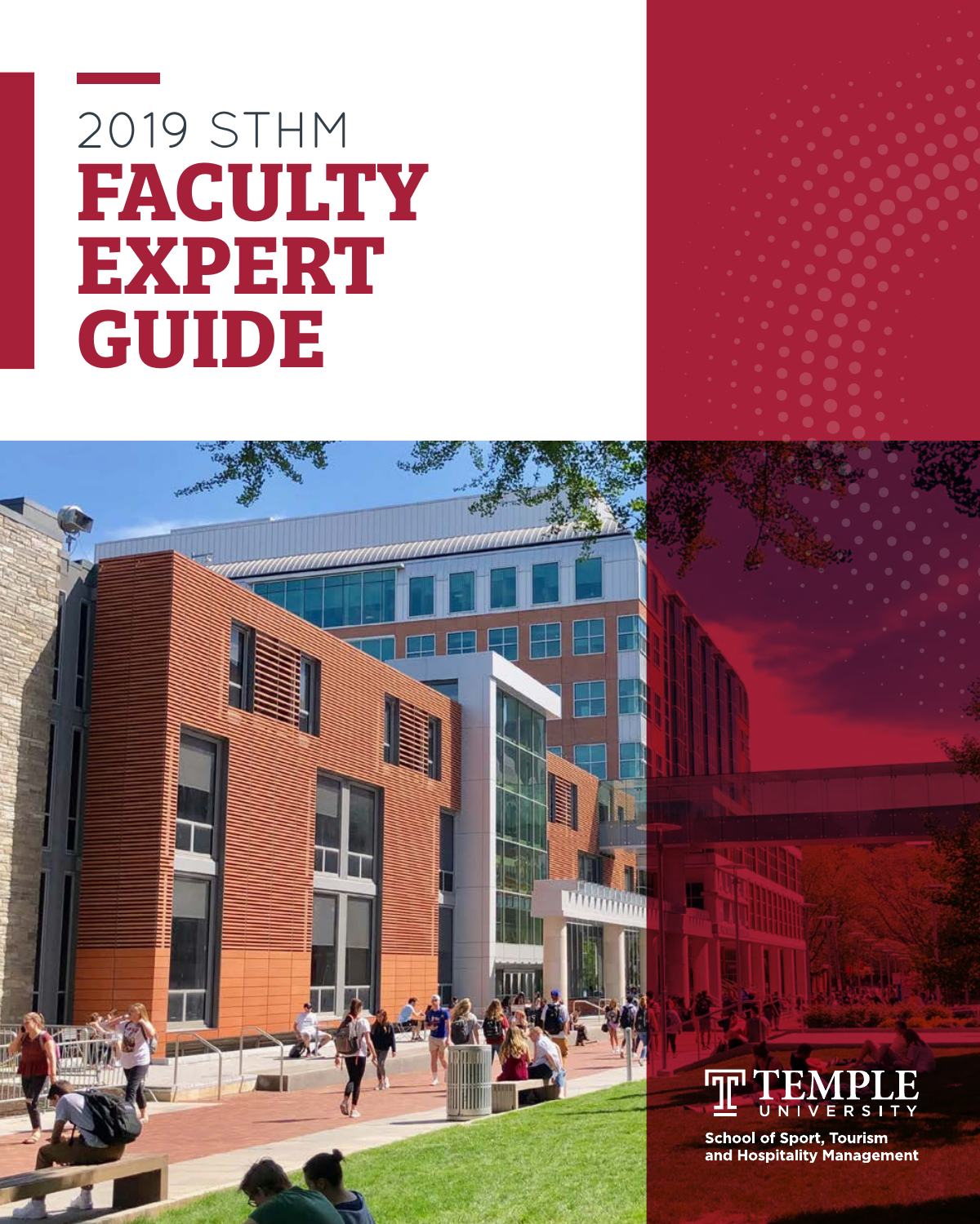# 2019 STHM FACULTY EXPERT GUIDE

TEMPLE UNIVERSITY

School of Sport, Tourism and Hospitality Management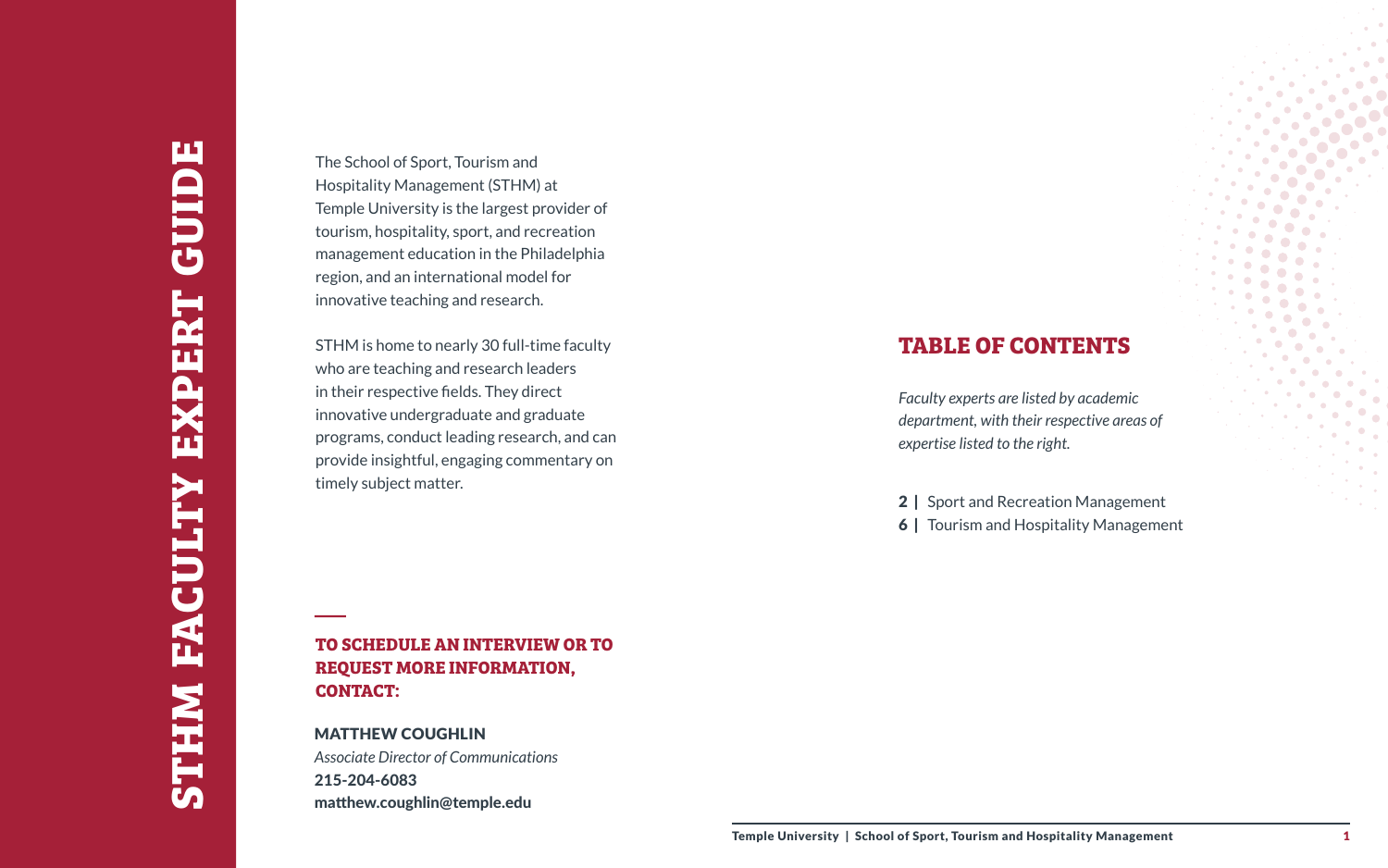# STHM FACULTY EXPERT GUIDE

The School of Sport, Tourism and Hospitality Management (STHM) at Temple University is the largest provider of tourism, hospitality, sport, and recreation management education in the Philadelphia region, and an international model for innovative teaching and research.

STHM is home to nearly 30 full-time faculty who are teaching and research leaders in their respective fields. They direct innovative undergraduate and graduate programs, conduct leading research, and can provide insightful, engaging commentary on timely subject matter.

## TABLE OF CONTENTS

*Faculty experts are listed by academic department, with their respective areas of expertise listed to the right.*

**2 |** Sport and Recreation Management
**6 |** Tourism and Hospitality Management

### TO SCHEDULE AN INTERVIEW OR TO REQUEST MORE INFORMATION, CONTACT:

**MATTHEW COUGHLIN**
*Associate Director of Communications*
**215-204-6083**
**matthew.coughlin@temple.edu**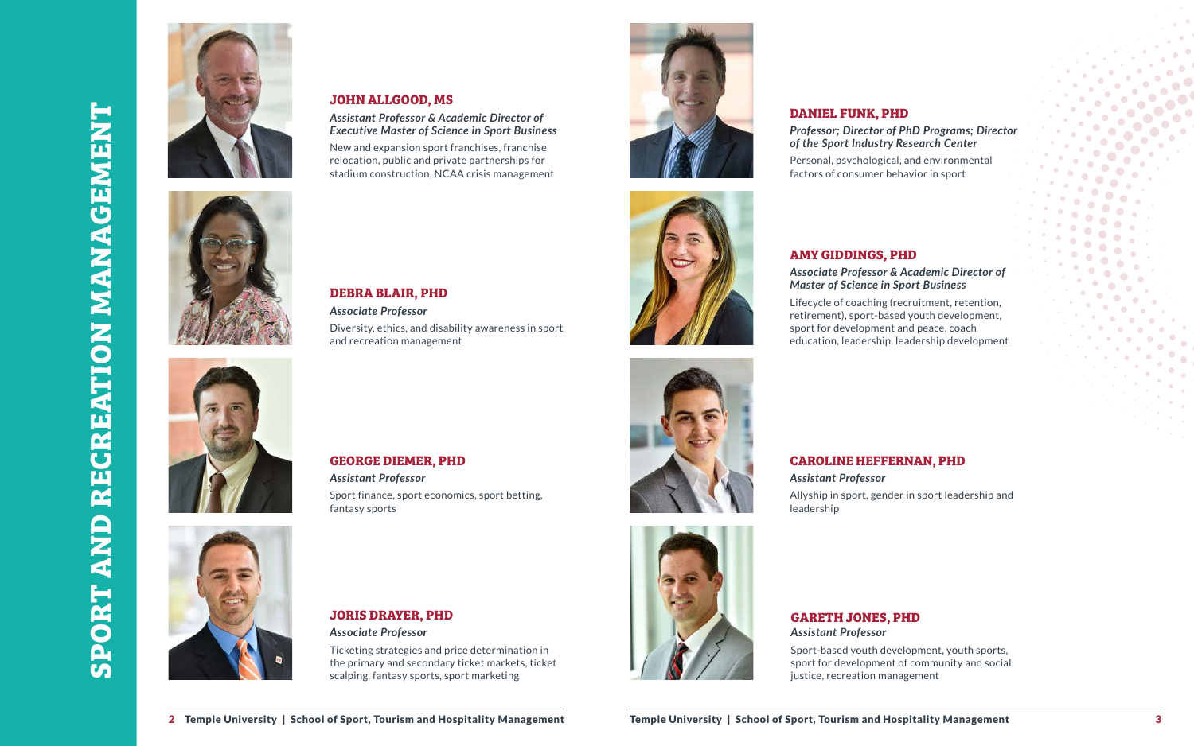# SPORT AND RECREATION MANAGEMENT

### JOHN ALLGOOD, MS

*Assistant Professor & Academic Director of Executive Master of Science in Sport Business*

New and expansion sport franchises, franchise relocation, public and private partnerships for stadium construction, NCAA crisis management

### DEBRA BLAIR, PHD

*Associate Professor*

Diversity, ethics, and disability awareness in sport and recreation management

### GEORGE DIEMER, PHD

*Assistant Professor*

Sport finance, sport economics, sport betting, fantasy sports

### JORIS DRAYER, PHD

*Associate Professor*

Ticketing strategies and price determination in the primary and secondary ticket markets, ticket scalping, fantasy sports, sport marketing

### DANIEL FUNK, PHD

*Professor; Director of PhD Programs; Director of the Sport Industry Research Center*

Personal, psychological, and environmental factors of consumer behavior in sport

### AMY GIDDINGS, PHD

*Associate Professor & Academic Director of Master of Science in Sport Business*

Lifecycle of coaching (recruitment, retention, retirement), sport-based youth development, sport for development and peace, coach education, leadership, leadership development

### CAROLINE HEFFERNAN, PHD

*Assistant Professor*

Allyship in sport, gender in sport leadership and leadership

### GARETH JONES, PHD

*Assistant Professor*

Sport-based youth development, youth sports, sport for development of community and social justice, recreation management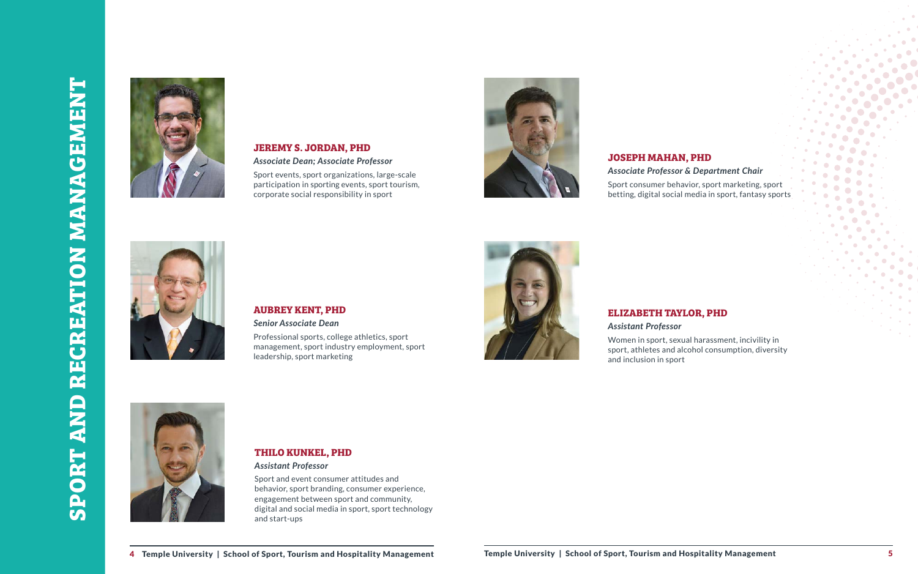# SPORT AND RECREATION MANAGEMENT

### JEREMY S. JORDAN, PHD

*Associate Dean; Associate Professor*

Sport events, sport organizations, large-scale participation in sporting events, sport tourism, corporate social responsibility in sport

### AUBREY KENT, PHD

*Senior Associate Dean*

Professional sports, college athletics, sport management, sport industry employment, sport leadership, sport marketing

### THILO KUNKEL, PHD

*Assistant Professor*

Sport and event consumer attitudes and behavior, sport branding, consumer experience, engagement between sport and community, digital and social media in sport, sport technology and start-ups

### JOSEPH MAHAN, PHD

*Associate Professor & Department Chair*

Sport consumer behavior, sport marketing, sport betting, digital social media in sport, fantasy sports

### ELIZABETH TAYLOR, PHD

*Assistant Professor*

Women in sport, sexual harassment, incivility in sport, athletes and alcohol consumption, diversity and inclusion in sport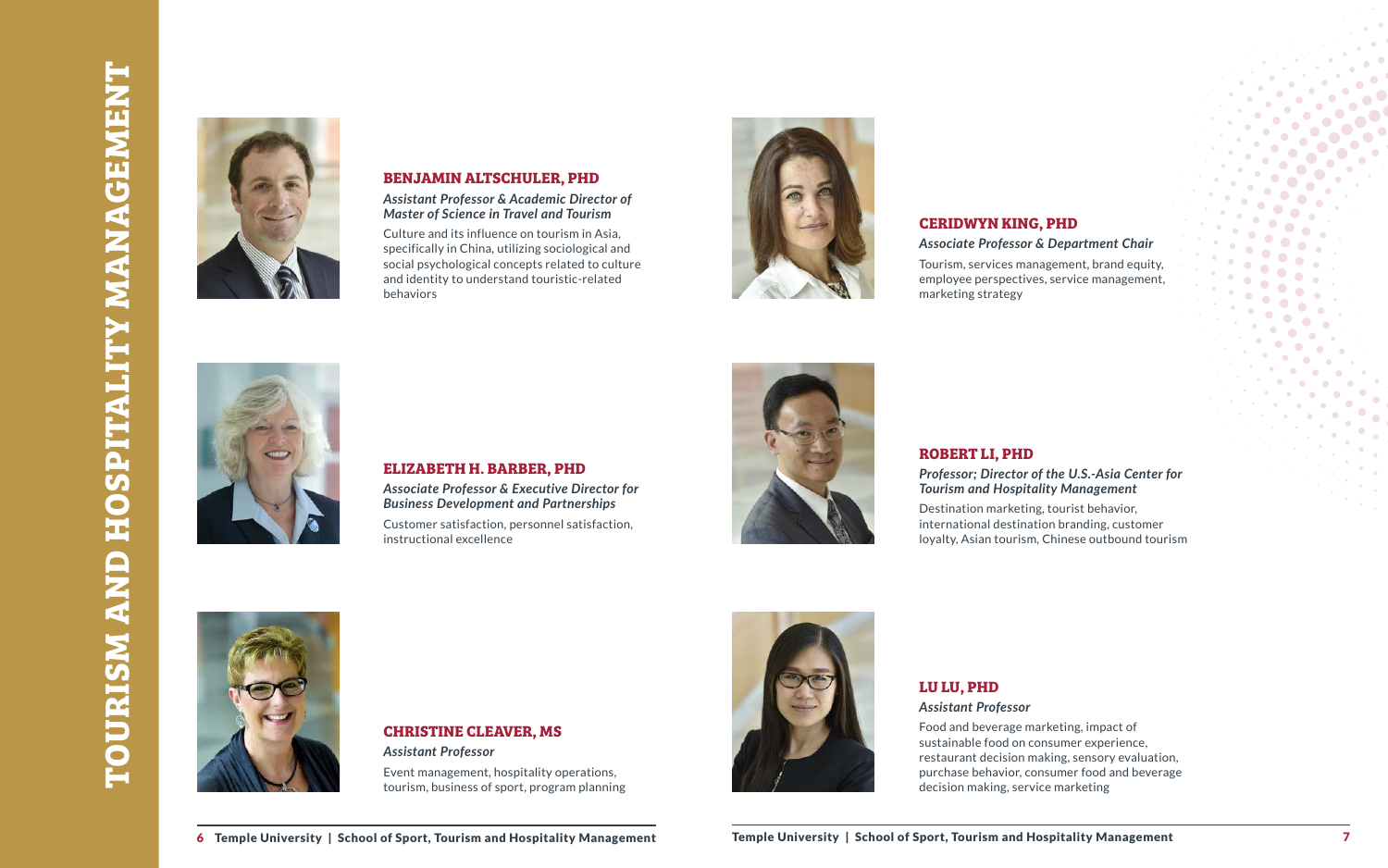# TOURISM AND HOSPITALITY MANAGEMENT

### BENJAMIN ALTSCHULER, PHD

*Assistant Professor & Academic Director of Master of Science in Travel and Tourism*

Culture and its influence on tourism in Asia, specifically in China, utilizing sociological and social psychological concepts related to culture and identity to understand touristic-related behaviors

### ELIZABETH H. BARBER, PHD

*Associate Professor & Executive Director for Business Development and Partnerships*

Customer satisfaction, personnel satisfaction, instructional excellence

### CHRISTINE CLEAVER, MS

*Assistant Professor*

Event management, hospitality operations, tourism, business of sport, program planning

### CERIDWYN KING, PHD

*Associate Professor & Department Chair*

Tourism, services management, brand equity, employee perspectives, service management, marketing strategy

### ROBERT LI, PHD

*Professor; Director of the U.S.-Asia Center for Tourism and Hospitality Management*

Destination marketing, tourist behavior, international destination branding, customer loyalty, Asian tourism, Chinese outbound tourism

### LU LU, PHD

*Assistant Professor*

Food and beverage marketing, impact of sustainable food on consumer experience, restaurant decision making, sensory evaluation, purchase behavior, consumer food and beverage decision making, service marketing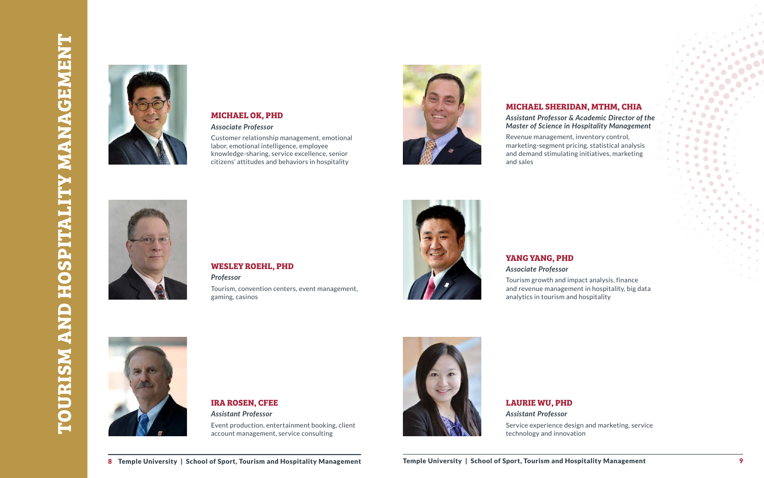# TOURISM AND HOSPITALITY MANAGEMENT

### MICHAEL OK, PHD

*Associate Professor*

Customer relationship management, emotional labor, emotional intelligence, employee knowledge-sharing, service excellence, senior citizens' attitudes and behaviors in hospitality

### WESLEY ROEHL, PHD

*Professor*

Tourism, convention centers, event management, gaming, casinos

### IRA ROSEN, CFEE

*Assistant Professor*

Event production, entertainment booking, client account management, service consulting

### MICHAEL SHERIDAN, MTHM, CHIA

*Assistant Professor & Academic Director of the Master of Science in Hospitality Management*

Revenue management, inventory control, marketing-segment pricing, statistical analysis and demand stimulating initiatives, marketing and sales

### YANG YANG, PHD

*Associate Professor*

Tourism growth and impact analysis, finance and revenue management in hospitality, big data analytics in tourism and hospitality

### LAURIE WU, PHD

*Assistant Professor*

Service experience design and marketing, service technology and innovation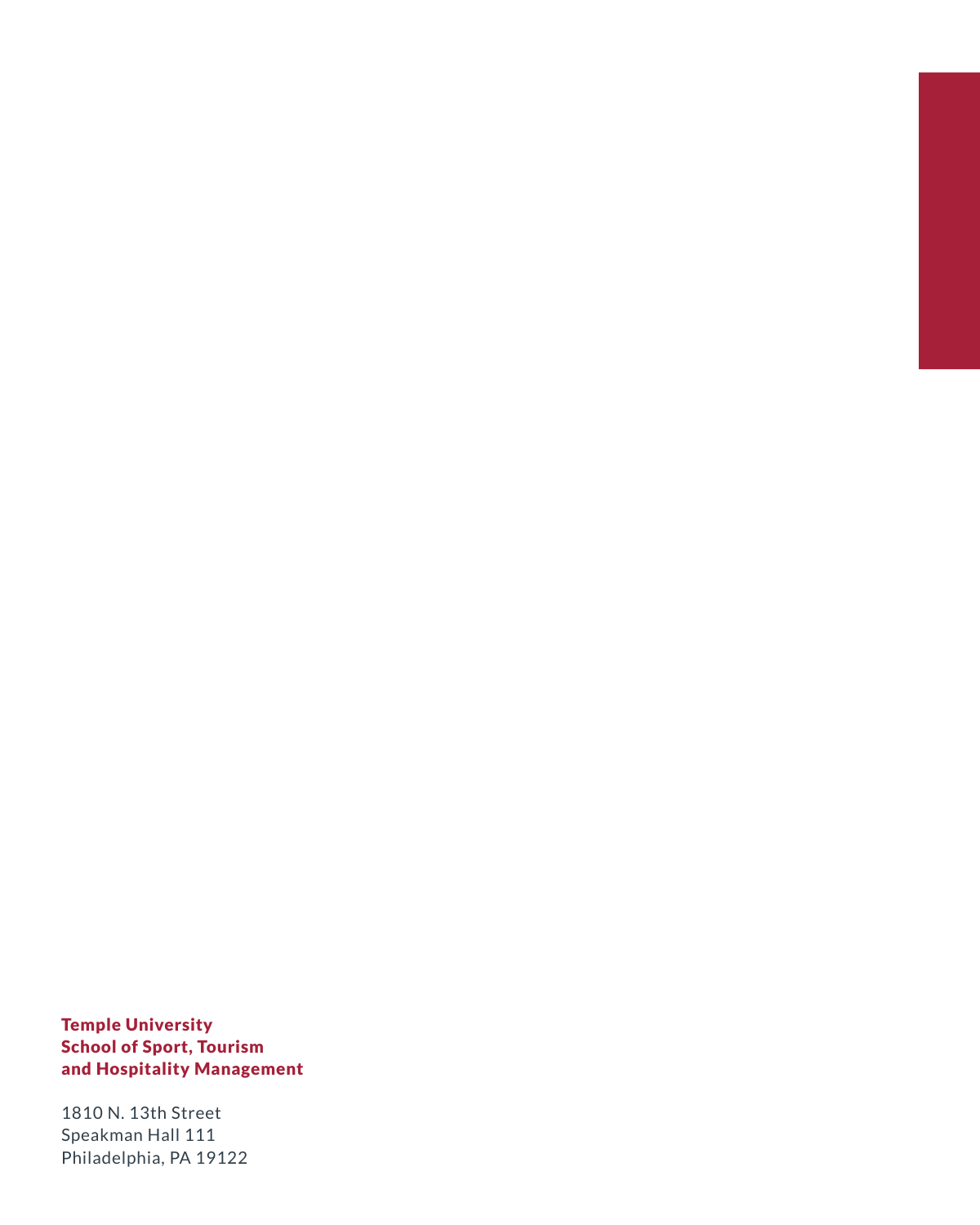**Temple University**
**School of Sport, Tourism**
**and Hospitality Management**

1810 N. 13th Street
Speakman Hall 111
Philadelphia, PA 19122